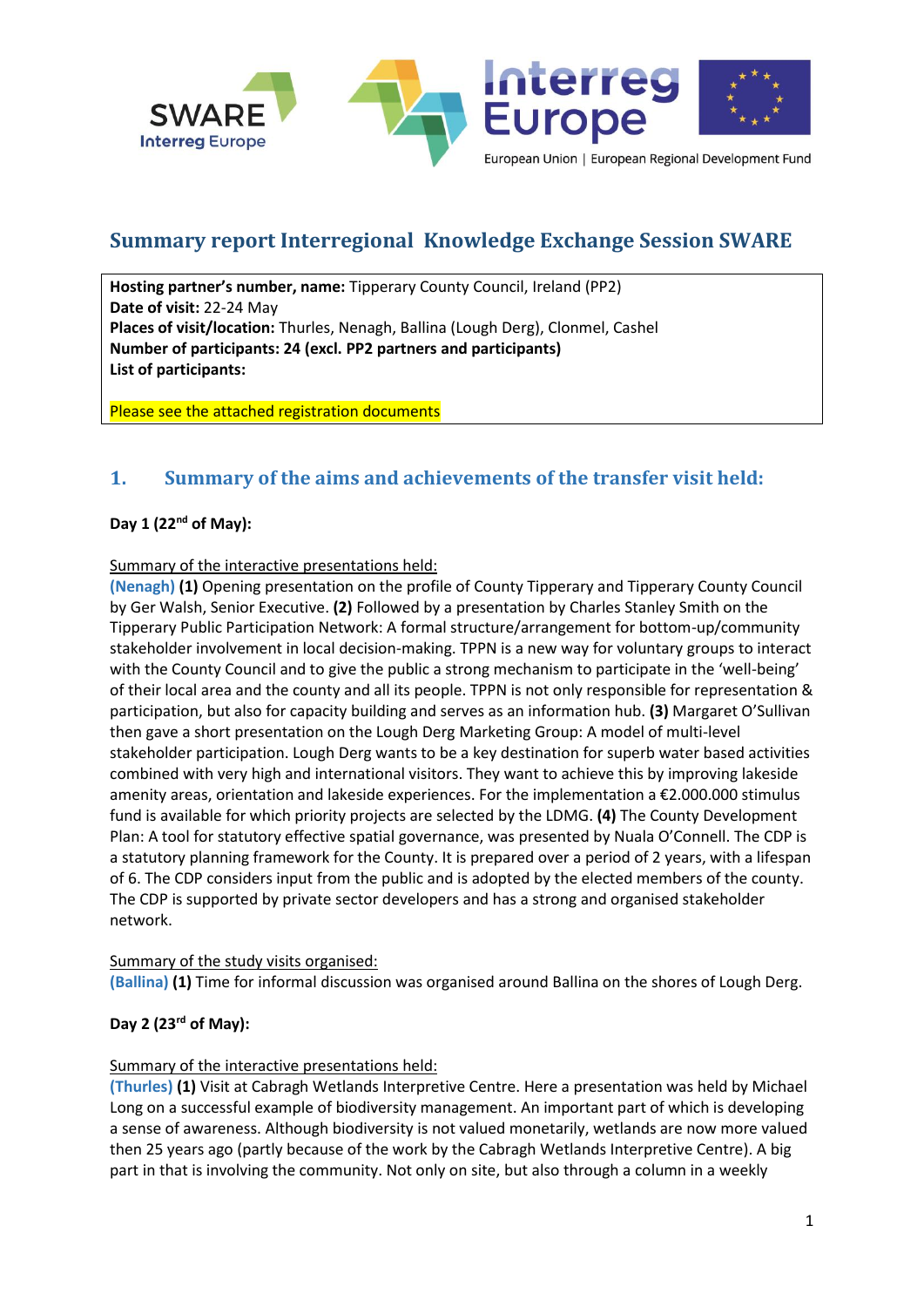# Summary report Interregional Knowledge Exchange Session SWARE

**Hosting partner's number, name:** Tipperary County Council, Ireland (PP2)
**Date of visit:** 22-24 May
**Places of visit/location:** Thurles, Nenagh, Ballina (Lough Derg), Clonmel, Cashel
**Number of participants: 24 (excl. PP2 partners and participants)**
**List of participants:**

Please see the attached registration documents

## 1. Summary of the aims and achievements of the transfer visit held:

**Day 1 (22nd of May):**

Summary of the interactive presentations held:
**(Nenagh)** **(1)** Opening presentation on the profile of County Tipperary and Tipperary County Council by Ger Walsh, Senior Executive. **(2)** Followed by a presentation by Charles Stanley Smith on the Tipperary Public Participation Network: A formal structure/arrangement for bottom-up/community stakeholder involvement in local decision-making. TPPN is a new way for voluntary groups to interact with the County Council and to give the public a strong mechanism to participate in the 'well-being' of their local area and the county and all its people. TPPN is not only responsible for representation & participation, but also for capacity building and serves as an information hub. **(3)** Margaret O'Sullivan then gave a short presentation on the Lough Derg Marketing Group: A model of multi-level stakeholder participation. Lough Derg wants to be a key destination for superb water based activities combined with very high and international visitors. They want to achieve this by improving lakeside amenity areas, orientation and lakeside experiences. For the implementation a €2.000.000 stimulus fund is available for which priority projects are selected by the LDMG. **(4)** The County Development Plan: A tool for statutory effective spatial governance, was presented by Nuala O'Connell. The CDP is a statutory planning framework for the County. It is prepared over a period of 2 years, with a lifespan of 6. The CDP considers input from the public and is adopted by the elected members of the county. The CDP is supported by private sector developers and has a strong and organised stakeholder network.

Summary of the study visits organised:
**(Ballina)** **(1)** Time for informal discussion was organised around Ballina on the shores of Lough Derg.

**Day 2 (23rd of May):**

Summary of the interactive presentations held:
**(Thurles)** **(1)** Visit at Cabragh Wetlands Interpretive Centre. Here a presentation was held by Michael Long on a successful example of biodiversity management. An important part of which is developing a sense of awareness. Although biodiversity is not valued monetarily, wetlands are now more valued then 25 years ago (partly because of the work by the Cabragh Wetlands Interpretive Centre). A big part in that is involving the community. Not only on site, but also through a column in a weekly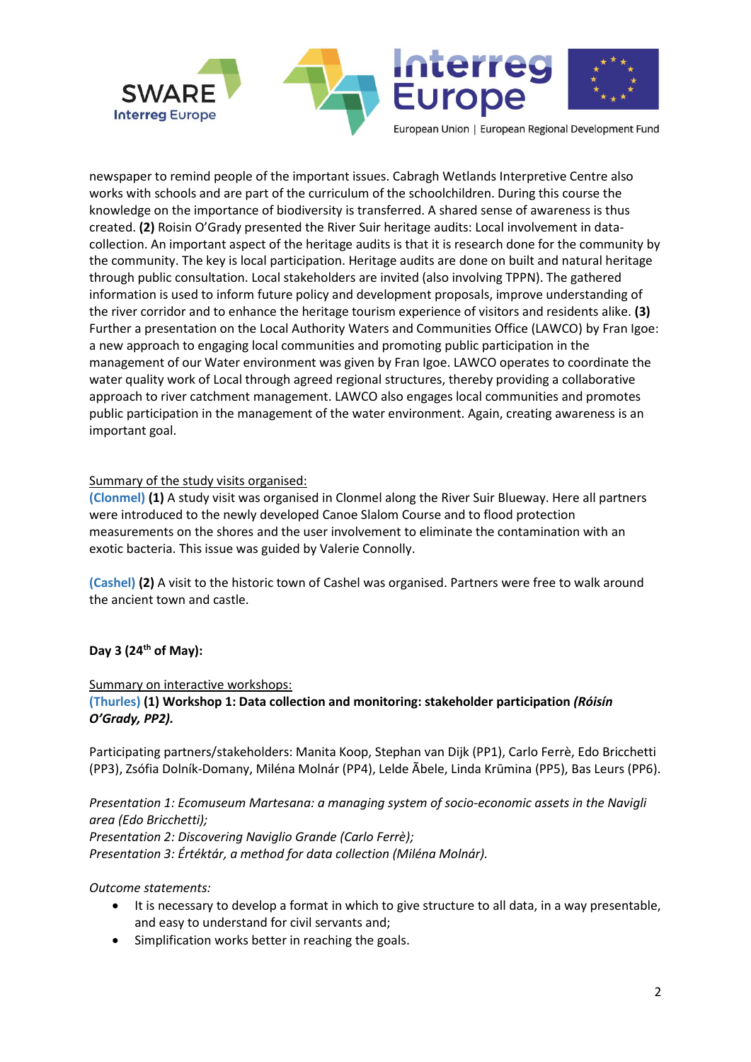newspaper to remind people of the important issues. Cabragh Wetlands Interpretive Centre also works with schools and are part of the curriculum of the schoolchildren. During this course the knowledge on the importance of biodiversity is transferred. A shared sense of awareness is thus created. **(2)** Roisin O'Grady presented the River Suir heritage audits: Local involvement in data-collection. An important aspect of the heritage audits is that it is research done for the community by the community. The key is local participation. Heritage audits are done on built and natural heritage through public consultation. Local stakeholders are invited (also involving TPPN). The gathered information is used to inform future policy and development proposals, improve understanding of the river corridor and to enhance the heritage tourism experience of visitors and residents alike. **(3)** Further a presentation on the Local Authority Waters and Communities Office (LAWCO) by Fran Igoe: a new approach to engaging local communities and promoting public participation in the management of our Water environment was given by Fran Igoe. LAWCO operates to coordinate the water quality work of Local through agreed regional structures, thereby providing a collaborative approach to river catchment management. LAWCO also engages local communities and promotes public participation in the management of the water environment. Again, creating awareness is an important goal.

Summary of the study visits organised:

**(Clonmel)** **(1)** A study visit was organised in Clonmel along the River Suir Blueway. Here all partners were introduced to the newly developed Canoe Slalom Course and to flood protection measurements on the shores and the user involvement to eliminate the contamination with an exotic bacteria. This issue was guided by Valerie Connolly.

**(Cashel)** **(2)** A visit to the historic town of Cashel was organised. Partners were free to walk around the ancient town and castle.

**Day 3 (24th of May):**

Summary on interactive workshops:

**(Thurles)** **(1) Workshop 1: Data collection and monitoring: stakeholder participation *(Róisín O'Grady, PP2).***

Participating partners/stakeholders: Manita Koop, Stephan van Dijk (PP1), Carlo Ferrè, Edo Bricchetti (PP3), Zsófia Dolník-Domany, Miléna Molnár (PP4), Lelde Ābele, Linda Krūmina (PP5), Bas Leurs (PP6).

*Presentation 1: Ecomuseum Martesana: a managing system of socio-economic assets in the Navigli area (Edo Bricchetti);*
*Presentation 2: Discovering Naviglio Grande (Carlo Ferrè);*
*Presentation 3: Értéktár, a method for data collection (Miléna Molnár).*

*Outcome statements:*

- It is necessary to develop a format in which to give structure to all data, in a way presentable, and easy to understand for civil servants and;
- Simplification works better in reaching the goals.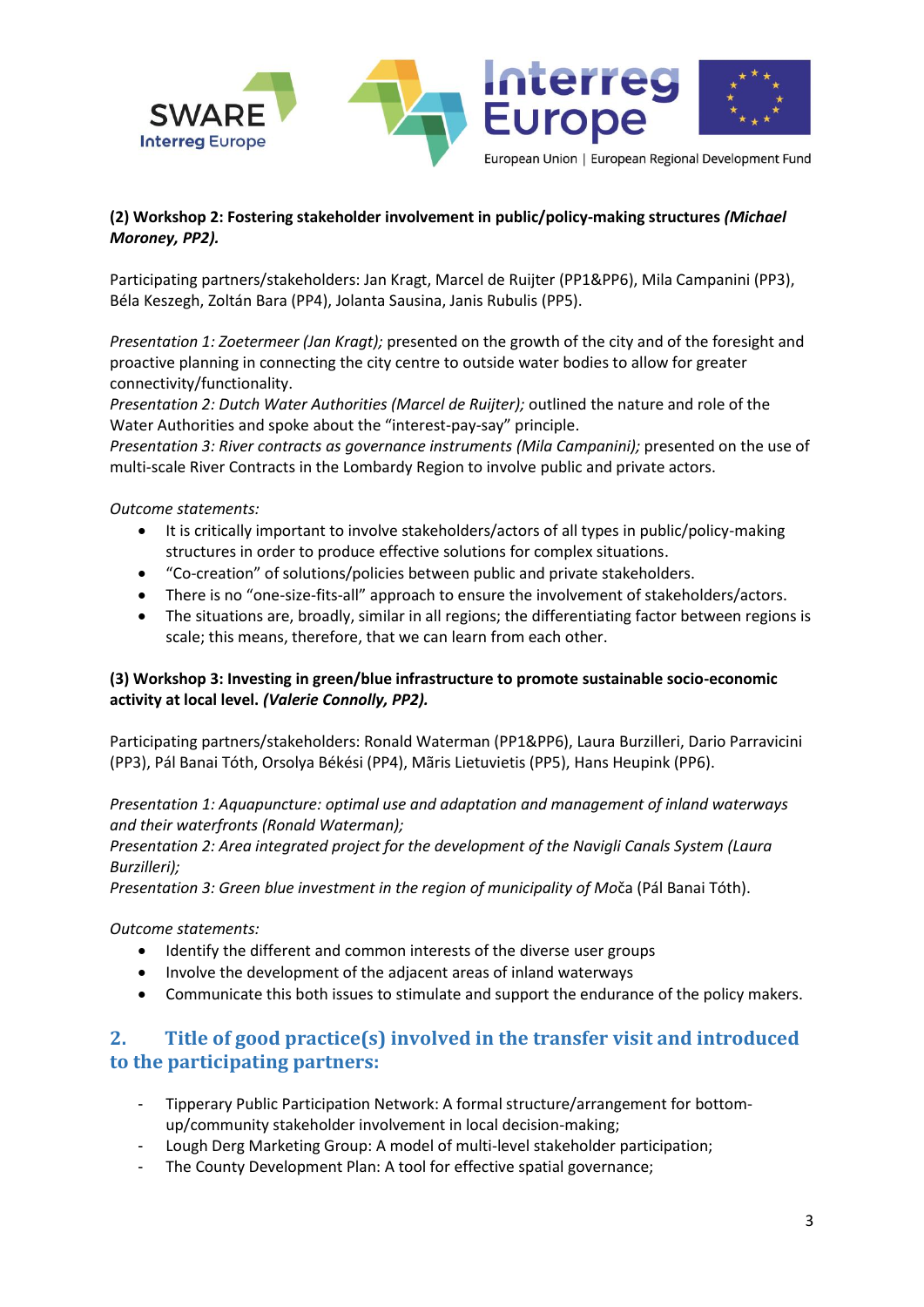**(2) Workshop 2: Fostering stakeholder involvement in public/policy-making structures *(Michael Moroney, PP2).***

Participating partners/stakeholders: Jan Kragt, Marcel de Ruijter (PP1&PP6), Mila Campanini (PP3), Béla Keszegh, Zoltán Bara (PP4), Jolanta Sausina, Janis Rubulis (PP5).

*Presentation 1: Zoetermeer (Jan Kragt);* presented on the growth of the city and of the foresight and proactive planning in connecting the city centre to outside water bodies to allow for greater connectivity/functionality.
*Presentation 2: Dutch Water Authorities (Marcel de Ruijter);* outlined the nature and role of the Water Authorities and spoke about the "interest-pay-say" principle.
*Presentation 3: River contracts as governance instruments (Mila Campanini);* presented on the use of multi-scale River Contracts in the Lombardy Region to involve public and private actors.

*Outcome statements:*

- It is critically important to involve stakeholders/actors of all types in public/policy-making structures in order to produce effective solutions for complex situations.
- "Co-creation" of solutions/policies between public and private stakeholders.
- There is no "one-size-fits-all" approach to ensure the involvement of stakeholders/actors.
- The situations are, broadly, similar in all regions; the differentiating factor between regions is scale; this means, therefore, that we can learn from each other.

**(3) Workshop 3: Investing in green/blue infrastructure to promote sustainable socio-economic activity at local level. *(Valerie Connolly, PP2).***

Participating partners/stakeholders: Ronald Waterman (PP1&PP6), Laura Burzilleri, Dario Parravicini (PP3), Pál Banai Tóth, Orsolya Békési (PP4), Māris Lietuvietis (PP5), Hans Heupink (PP6).

*Presentation 1: Aquapuncture: optimal use and adaptation and management of inland waterways and their waterfronts (Ronald Waterman);*
*Presentation 2: Area integrated project for the development of the Navigli Canals System (Laura Burzilleri);*
*Presentation 3: Green blue investment in the region of municipality of Moča* (Pál Banai Tóth).

*Outcome statements:*

- Identify the different and common interests of the diverse user groups
- Involve the development of the adjacent areas of inland waterways
- Communicate this both issues to stimulate and support the endurance of the policy makers.

## 2. Title of good practice(s) involved in the transfer visit and introduced to the participating partners:

- Tipperary Public Participation Network: A formal structure/arrangement for bottom-up/community stakeholder involvement in local decision-making;
- Lough Derg Marketing Group: A model of multi-level stakeholder participation;
- The County Development Plan: A tool for effective spatial governance;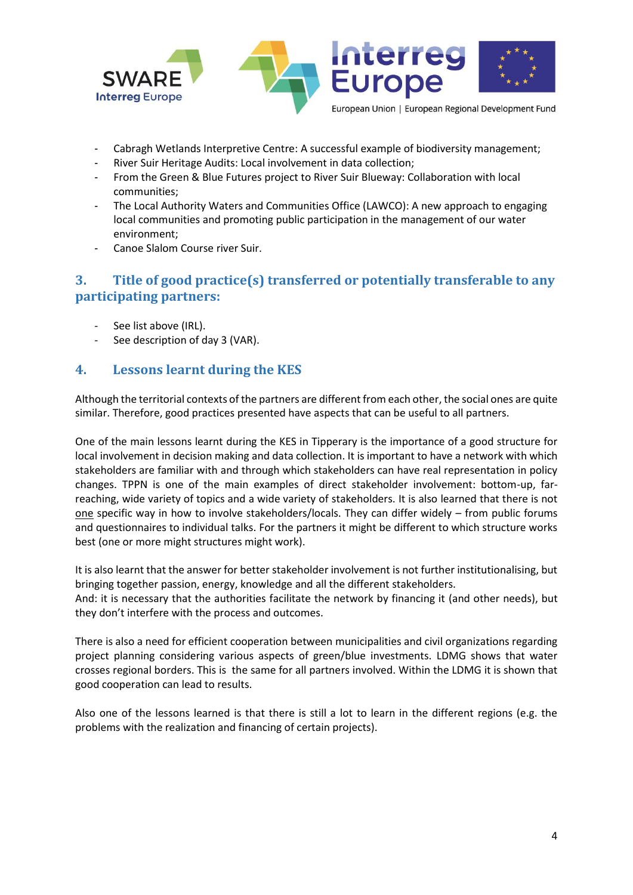- Cabragh Wetlands Interpretive Centre: A successful example of biodiversity management;
- River Suir Heritage Audits: Local involvement in data collection;
- From the Green & Blue Futures project to River Suir Blueway: Collaboration with local communities;
- The Local Authority Waters and Communities Office (LAWCO): A new approach to engaging local communities and promoting public participation in the management of our water environment;
- Canoe Slalom Course river Suir.

## 3. Title of good practice(s) transferred or potentially transferable to any participating partners:

- See list above (IRL).
- See description of day 3 (VAR).

## 4. Lessons learnt during the KES

Although the territorial contexts of the partners are different from each other, the social ones are quite similar. Therefore, good practices presented have aspects that can be useful to all partners.

One of the main lessons learnt during the KES in Tipperary is the importance of a good structure for local involvement in decision making and data collection. It is important to have a network with which stakeholders are familiar with and through which stakeholders can have real representation in policy changes. TPPN is one of the main examples of direct stakeholder involvement: bottom-up, far-reaching, wide variety of topics and a wide variety of stakeholders. It is also learned that there is not one specific way in how to involve stakeholders/locals. They can differ widely – from public forums and questionnaires to individual talks. For the partners it might be different to which structure works best (one or more might structures might work).

It is also learnt that the answer for better stakeholder involvement is not further institutionalising, but bringing together passion, energy, knowledge and all the different stakeholders.
And: it is necessary that the authorities facilitate the network by financing it (and other needs), but they don't interfere with the process and outcomes.

There is also a need for efficient cooperation between municipalities and civil organizations regarding project planning considering various aspects of green/blue investments. LDMG shows that water crosses regional borders. This is the same for all partners involved. Within the LDMG it is shown that good cooperation can lead to results.

Also one of the lessons learned is that there is still a lot to learn in the different regions (e.g. the problems with the realization and financing of certain projects).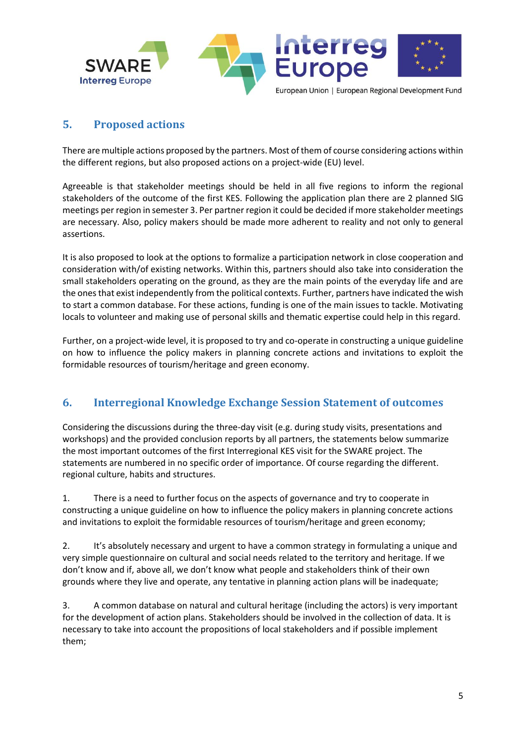## 5. Proposed actions

There are multiple actions proposed by the partners. Most of them of course considering actions within the different regions, but also proposed actions on a project-wide (EU) level.

Agreeable is that stakeholder meetings should be held in all five regions to inform the regional stakeholders of the outcome of the first KES. Following the application plan there are 2 planned SIG meetings per region in semester 3. Per partner region it could be decided if more stakeholder meetings are necessary. Also, policy makers should be made more adherent to reality and not only to general assertions.

It is also proposed to look at the options to formalize a participation network in close cooperation and consideration with/of existing networks. Within this, partners should also take into consideration the small stakeholders operating on the ground, as they are the main points of the everyday life and are the ones that exist independently from the political contexts. Further, partners have indicated the wish to start a common database. For these actions, funding is one of the main issues to tackle. Motivating locals to volunteer and making use of personal skills and thematic expertise could help in this regard.

Further, on a project-wide level, it is proposed to try and co-operate in constructing a unique guideline on how to influence the policy makers in planning concrete actions and invitations to exploit the formidable resources of tourism/heritage and green economy.

## 6. Interregional Knowledge Exchange Session Statement of outcomes

Considering the discussions during the three-day visit (e.g. during study visits, presentations and workshops) and the provided conclusion reports by all partners, the statements below summarize the most important outcomes of the first Interregional KES visit for the SWARE project. The statements are numbered in no specific order of importance. Of course regarding the different. regional culture, habits and structures.

1. There is a need to further focus on the aspects of governance and try to cooperate in constructing a unique guideline on how to influence the policy makers in planning concrete actions and invitations to exploit the formidable resources of tourism/heritage and green economy;

2. It's absolutely necessary and urgent to have a common strategy in formulating a unique and very simple questionnaire on cultural and social needs related to the territory and heritage. If we don't know and if, above all, we don't know what people and stakeholders think of their own grounds where they live and operate, any tentative in planning action plans will be inadequate;

3. A common database on natural and cultural heritage (including the actors) is very important for the development of action plans. Stakeholders should be involved in the collection of data. It is necessary to take into account the propositions of local stakeholders and if possible implement them;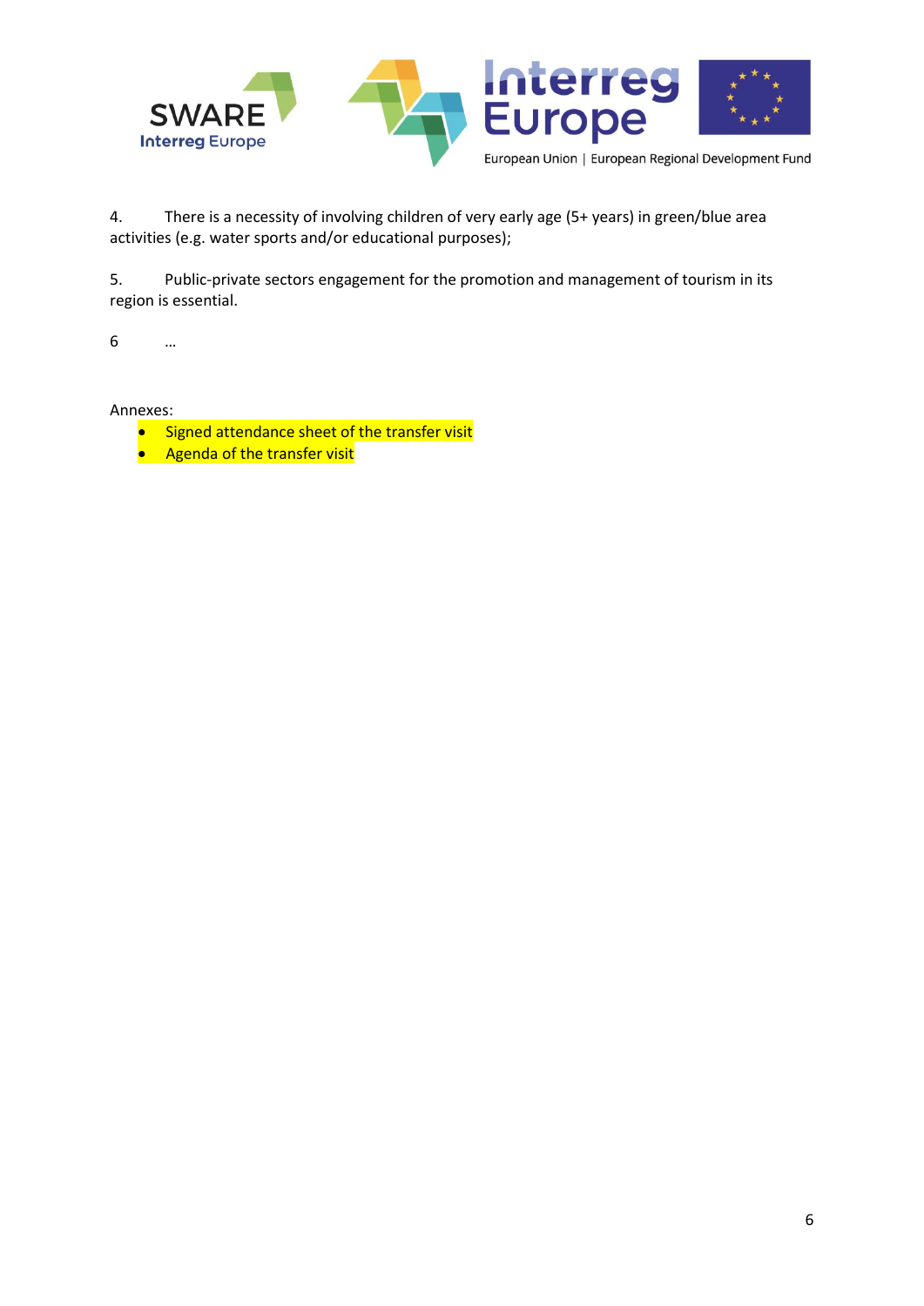4. There is a necessity of involving children of very early age (5+ years) in green/blue area activities (e.g. water sports and/or educational purposes);

5. Public-private sectors engagement for the promotion and management of tourism in its region is essential.

6 …

Annexes:

- Signed attendance sheet of the transfer visit
- Agenda of the transfer visit